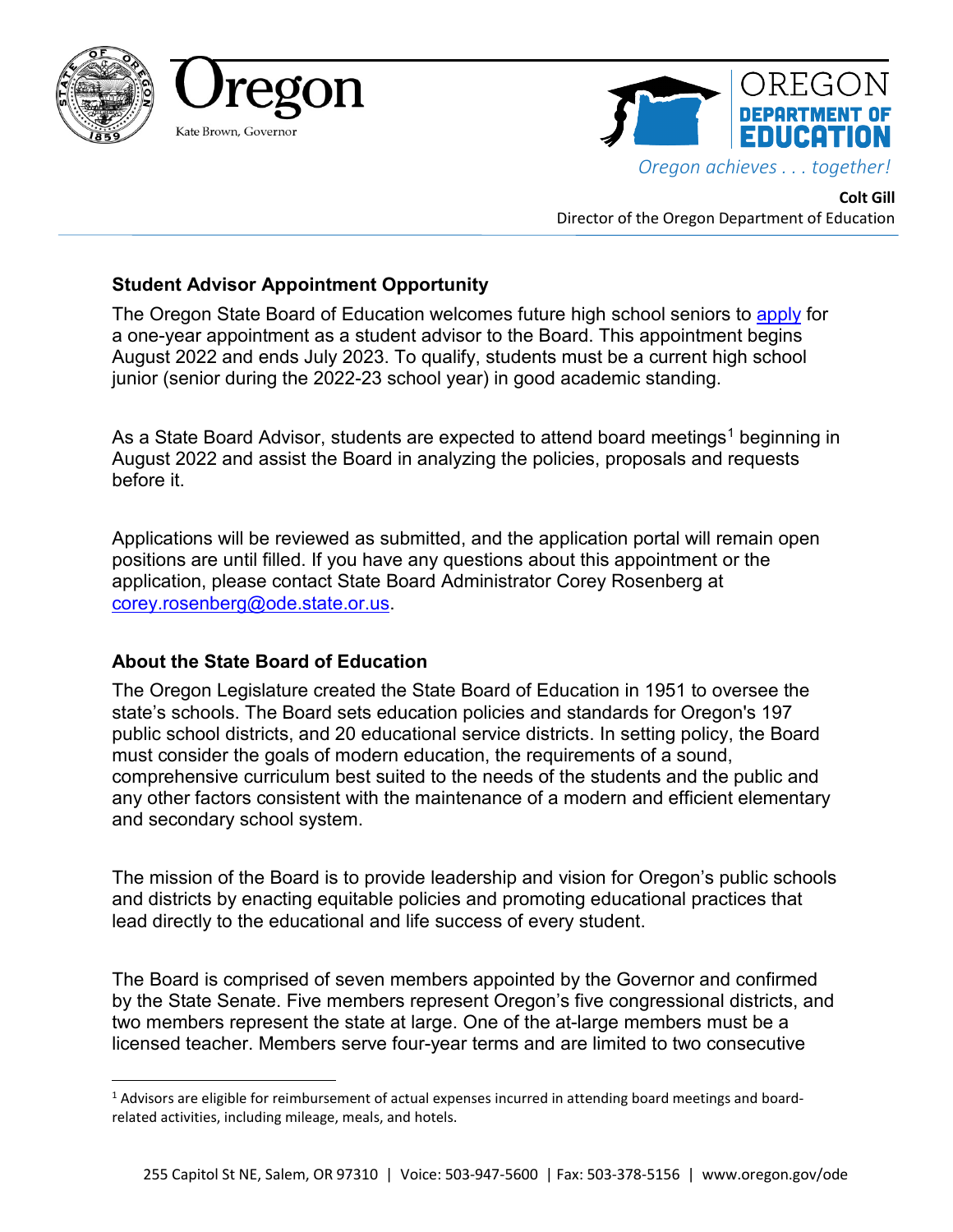Oregon

Kate Brown, Governor

OREGON DEPARTMENT OF EDUCATION

*Oregon achieves . . . together!*

**Colt Gill**
Director of the Oregon Department of Education

## Student Advisor Appointment Opportunity

The Oregon State Board of Education welcomes future high school seniors to [apply](apply) for a one-year appointment as a student advisor to the Board. This appointment begins August 2022 and ends July 2023. To qualify, students must be a current high school junior (senior during the 2022-23 school year) in good academic standing.

As a State Board Advisor, students are expected to attend board meetings[1] beginning in August 2022 and assist the Board in analyzing the policies, proposals and requests before it.

Applications will be reviewed as submitted, and the application portal will remain open positions are until filled. If you have any questions about this appointment or the application, please contact State Board Administrator Corey Rosenberg at [corey.rosenberg@ode.state.or.us](mailto:corey.rosenberg@ode.state.or.us).

## About the State Board of Education

The Oregon Legislature created the State Board of Education in 1951 to oversee the state's schools. The Board sets education policies and standards for Oregon's 197 public school districts, and 20 educational service districts. In setting policy, the Board must consider the goals of modern education, the requirements of a sound, comprehensive curriculum best suited to the needs of the students and the public and any other factors consistent with the maintenance of a modern and efficient elementary and secondary school system.

The mission of the Board is to provide leadership and vision for Oregon's public schools and districts by enacting equitable policies and promoting educational practices that lead directly to the educational and life success of every student.

The Board is comprised of seven members appointed by the Governor and confirmed by the State Senate. Five members represent Oregon's five congressional districts, and two members represent the state at large. One of the at-large members must be a licensed teacher. Members serve four-year terms and are limited to two consecutive

[1] Advisors are eligible for reimbursement of actual expenses incurred in attending board meetings and board-related activities, including mileage, meals, and hotels.

255 Capitol St NE, Salem, OR 97310 | Voice: 503-947-5600 | Fax: 503-378-5156 | www.oregon.gov/ode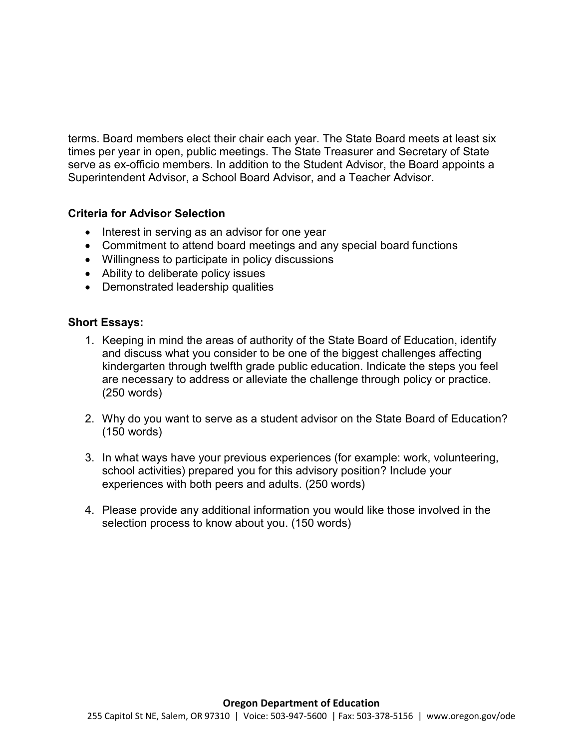terms. Board members elect their chair each year. The State Board meets at least six times per year in open, public meetings. The State Treasurer and Secretary of State serve as ex-officio members. In addition to the Student Advisor, the Board appoints a Superintendent Advisor, a School Board Advisor, and a Teacher Advisor.

**Criteria for Advisor Selection**

- Interest in serving as an advisor for one year
- Commitment to attend board meetings and any special board functions
- Willingness to participate in policy discussions
- Ability to deliberate policy issues
- Demonstrated leadership qualities

**Short Essays:**

1. Keeping in mind the areas of authority of the State Board of Education, identify and discuss what you consider to be one of the biggest challenges affecting kindergarten through twelfth grade public education. Indicate the steps you feel are necessary to address or alleviate the challenge through policy or practice. (250 words)

2. Why do you want to serve as a student advisor on the State Board of Education? (150 words)

3. In what ways have your previous experiences (for example: work, volunteering, school activities) prepared you for this advisory position? Include your experiences with both peers and adults. (250 words)

4. Please provide any additional information you would like those involved in the selection process to know about you. (150 words)